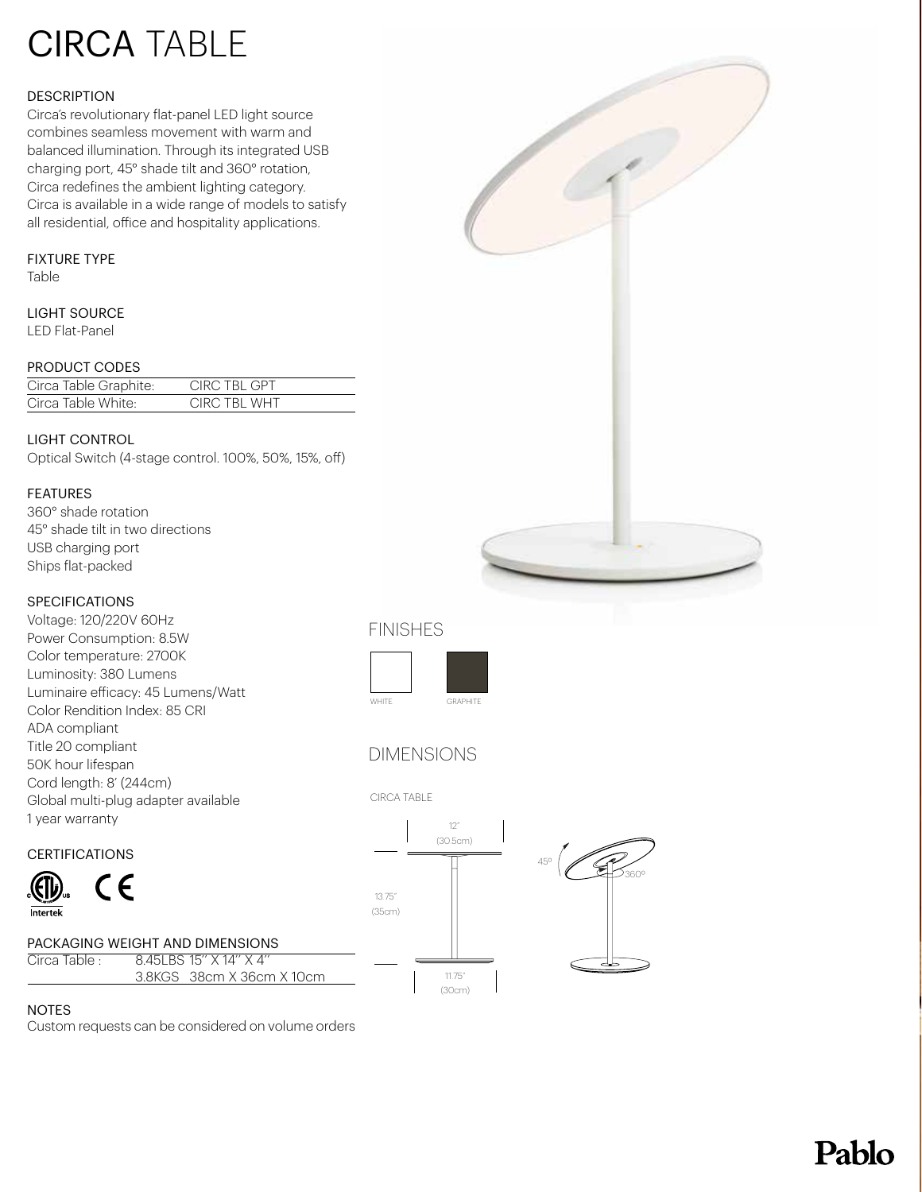# CIRCA TABLE

## DESCRIPTION

Circa's revolutionary flat-panel LED light source combines seamless movement with warm and balanced illumination. Through its integrated USB charging port, 45° shade tilt and 360° rotation, Circa redefines the ambient lighting category. Circa is available in a wide range of models to satisfy all residential, office and hospitality applications.

## FIXTURE TYPE

Table

## LIGHT SOURCE

LED Flat-Panel

## PRODUCT CODES

| | |
|---|---|
| Circa Table Graphite: | CIRC TBL GPT |
| Circa Table White: | CIRC TBL WHT |

## LIGHT CONTROL

Optical Switch (4-stage control. 100%, 50%, 15%, off)

## FEATURES

360° shade rotation
45° shade tilt in two directions
USB charging port
Ships flat-packed

## SPECIFICATIONS

Voltage: 120/220V 60Hz
Power Consumption: 8.5W
Color temperature: 2700K
Luminosity: 380 Lumens
Luminaire efficacy: 45 Lumens/Watt
Color Rendition Index: 85 CRI
ADA compliant
Title 20 compliant
50K hour lifespan
Cord length: 8' (244cm)
Global multi-plug adapter available
1 year warranty

## CERTIFICATIONS

Intertek

## PACKAGING WEIGHT AND DIMENSIONS

| | | |
|---|---|---|
| Circa Table : | 8.45LBS | 15" X 14" X 4" |
| | 3.8KGS | 38cm X 36cm X 10cm |

## NOTES

Custom requests can be considered on volume orders

## FINISHES

WHITE
GRAPHITE

## DIMENSIONS

CIRCA TABLE

12"
(30.5cm)
13.75"
(35cm)
11.75"
(30cm)
45°
360°

Pablo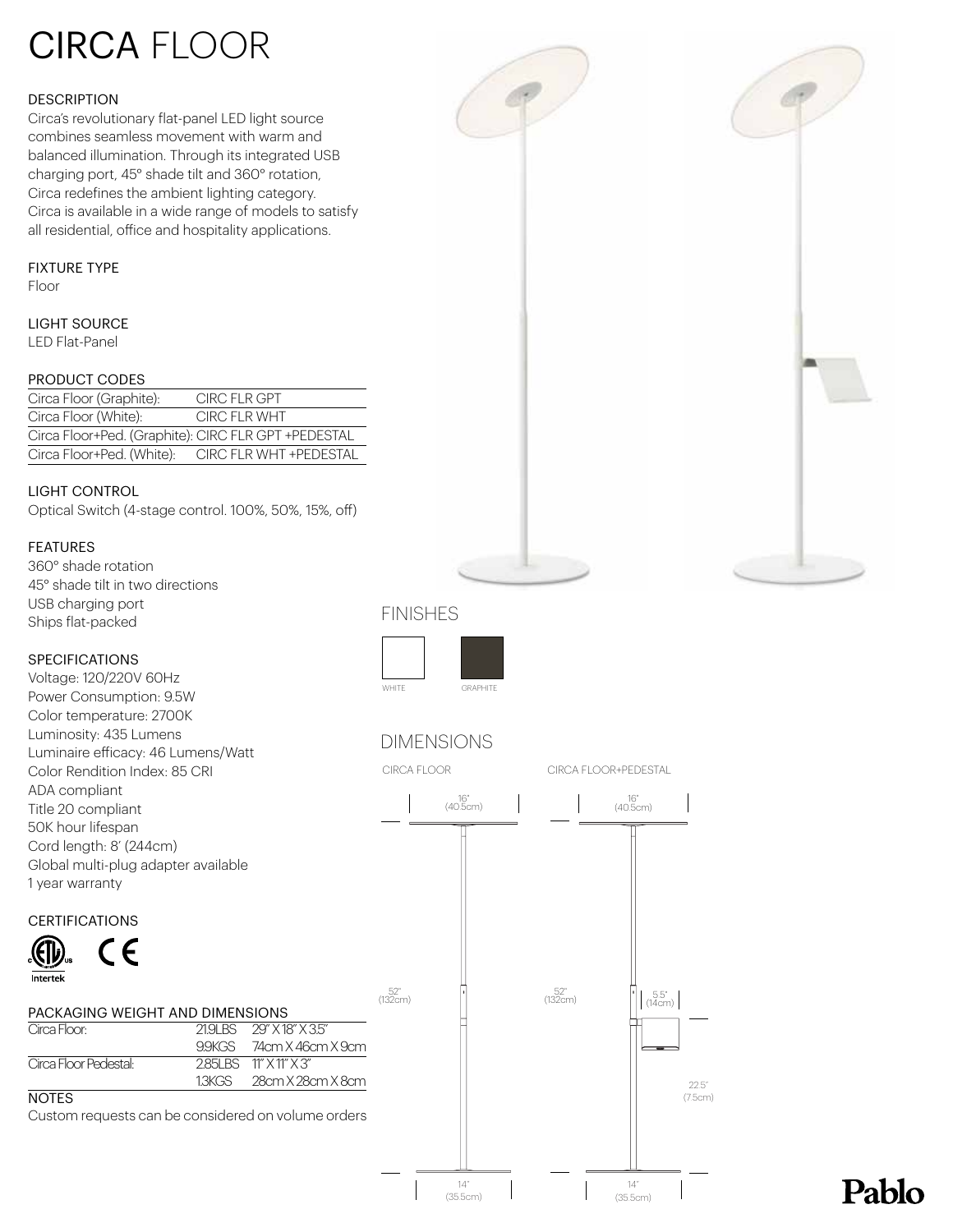# CIRCA FLOOR

### DESCRIPTION

Circa's revolutionary flat-panel LED light source combines seamless movement with warm and balanced illumination. Through its integrated USB charging port, 45° shade tilt and 360° rotation, Circa redefines the ambient lighting category. Circa is available in a wide range of models to satisfy all residential, office and hospitality applications.

### FIXTURE TYPE

Floor

### LIGHT SOURCE

LED Flat-Panel

### PRODUCT CODES

| | |
|---|---|
| Circa Floor (Graphite): | CIRC FLR GPT |
| Circa Floor (White): | CIRC FLR WHT |
| Circa Floor+Ped. (Graphite): | CIRC FLR GPT +PEDESTAL |
| Circa Floor+Ped. (White): | CIRC FLR WHT +PEDESTAL |

### LIGHT CONTROL

Optical Switch (4-stage control. 100%, 50%, 15%, off)

### FEATURES

360° shade rotation
45° shade tilt in two directions
USB charging port
Ships flat-packed

### SPECIFICATIONS

Voltage: 120/220V 60Hz
Power Consumption: 9.5W
Color temperature: 2700K
Luminosity: 435 Lumens
Luminaire efficacy: 46 Lumens/Watt
Color Rendition Index: 85 CRI
ADA compliant
Title 20 compliant
50K hour lifespan
Cord length: 8' (244cm)
Global multi-plug adapter available
1 year warranty

### CERTIFICATIONS

Intertek

### PACKAGING WEIGHT AND DIMENSIONS

| | | |
|---|---|---|
| Circa Floor: | 21.9LBS | 29" X 18" X 3.5" |
| | 9.9KGS | 74cm X 46cm X 9cm |
| Circa Floor Pedestal: | 2.85LBS | 11" X 11" X 3" |
| | 1.3KGS | 28cm X 28cm X 8cm |

### NOTES

Custom requests can be considered on volume orders

## FINISHES

WHITE
GRAPHITE

## DIMENSIONS

CIRCA FLOOR

16" (40.5cm)
52" (132cm)
14" (35.5cm)

CIRCA FLOOR+PEDESTAL

16" (40.5cm)
52" (132cm)
5.5" (14cm)
22.5" (7.5cm)
14" (35.5cm)

Pablo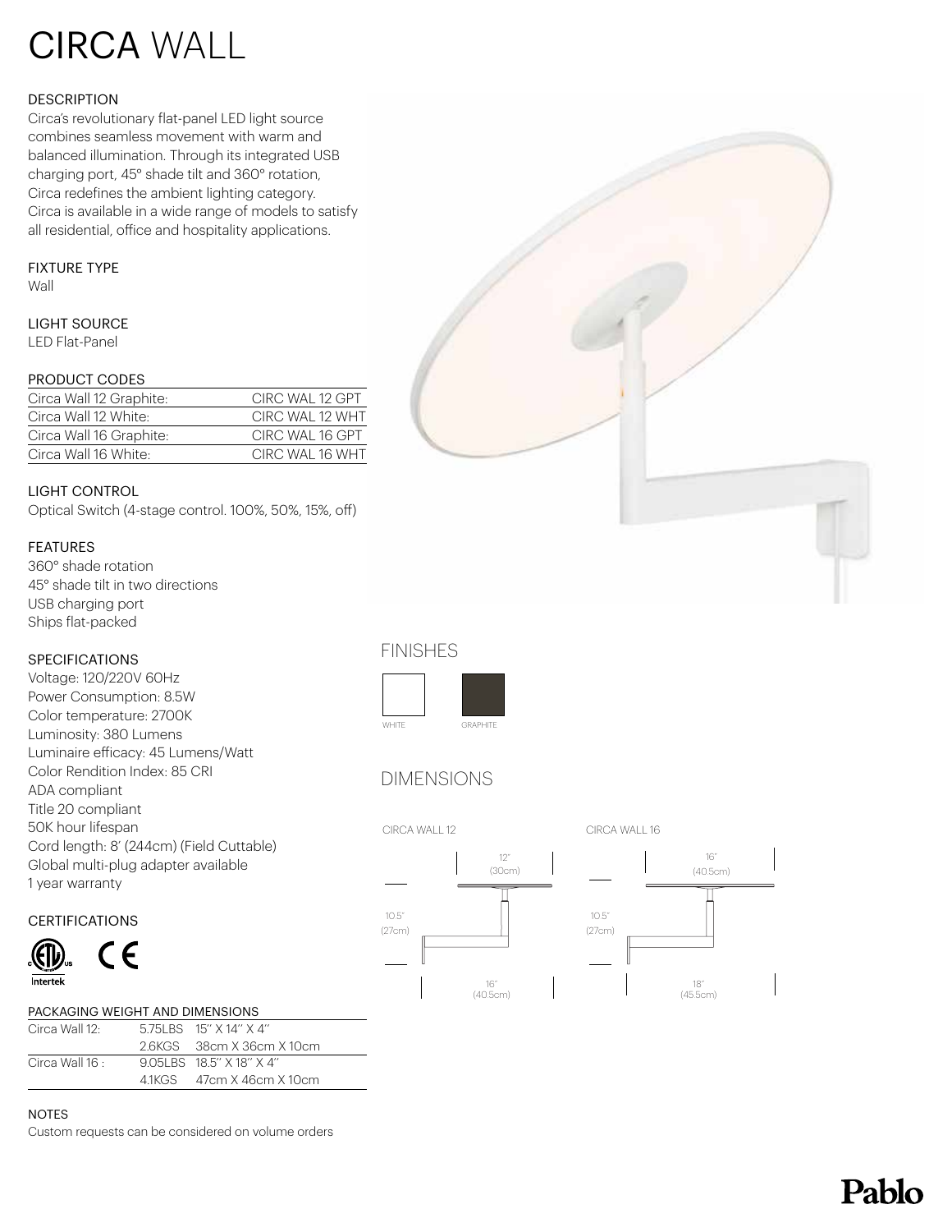# CIRCA WALL

### DESCRIPTION

Circa's revolutionary flat-panel LED light source combines seamless movement with warm and balanced illumination. Through its integrated USB charging port, 45° shade tilt and 360° rotation, Circa redefines the ambient lighting category. Circa is available in a wide range of models to satisfy all residential, office and hospitality applications.

### FIXTURE TYPE

Wall

### LIGHT SOURCE

LED Flat-Panel

### PRODUCT CODES

| | |
|---|---|
| Circa Wall 12 Graphite: | CIRC WAL 12 GPT |
| Circa Wall 12 White: | CIRC WAL 12 WHT |
| Circa Wall 16 Graphite: | CIRC WAL 16 GPT |
| Circa Wall 16 White: | CIRC WAL 16 WHT |

### LIGHT CONTROL

Optical Switch (4-stage control. 100%, 50%, 15%, off)

### FEATURES

360° shade rotation
45° shade tilt in two directions
USB charging port
Ships flat-packed

### SPECIFICATIONS

Voltage: 120/220V 60Hz
Power Consumption: 8.5W
Color temperature: 2700K
Luminosity: 380 Lumens
Luminaire efficacy: 45 Lumens/Watt
Color Rendition Index: 85 CRI
ADA compliant
Title 20 compliant
50K hour lifespan
Cord length: 8' (244cm) (Field Cuttable)
Global multi-plug adapter available
1 year warranty

### CERTIFICATIONS

Intertek

### PACKAGING WEIGHT AND DIMENSIONS

| | | |
|---|---|---|
| Circa Wall 12: | 5.75LBS | 15" X 14" X 4" |
| | 2.6KGS | 38cm X 36cm X 10cm |
| Circa Wall 16 : | 9.05LBS | 18.5" X 18" X 4" |
| | 4.1KGS | 47cm X 46cm X 10cm |

### NOTES

Custom requests can be considered on volume orders

## FINISHES

WHITE
GRAPHITE

## DIMENSIONS

CIRCA WALL 12

12" (30cm)
10.5" (27cm)
16" (40.5cm)

CIRCA WALL 16

16" (40.5cm)
10.5" (27cm)
18" (45.5cm)

Pablo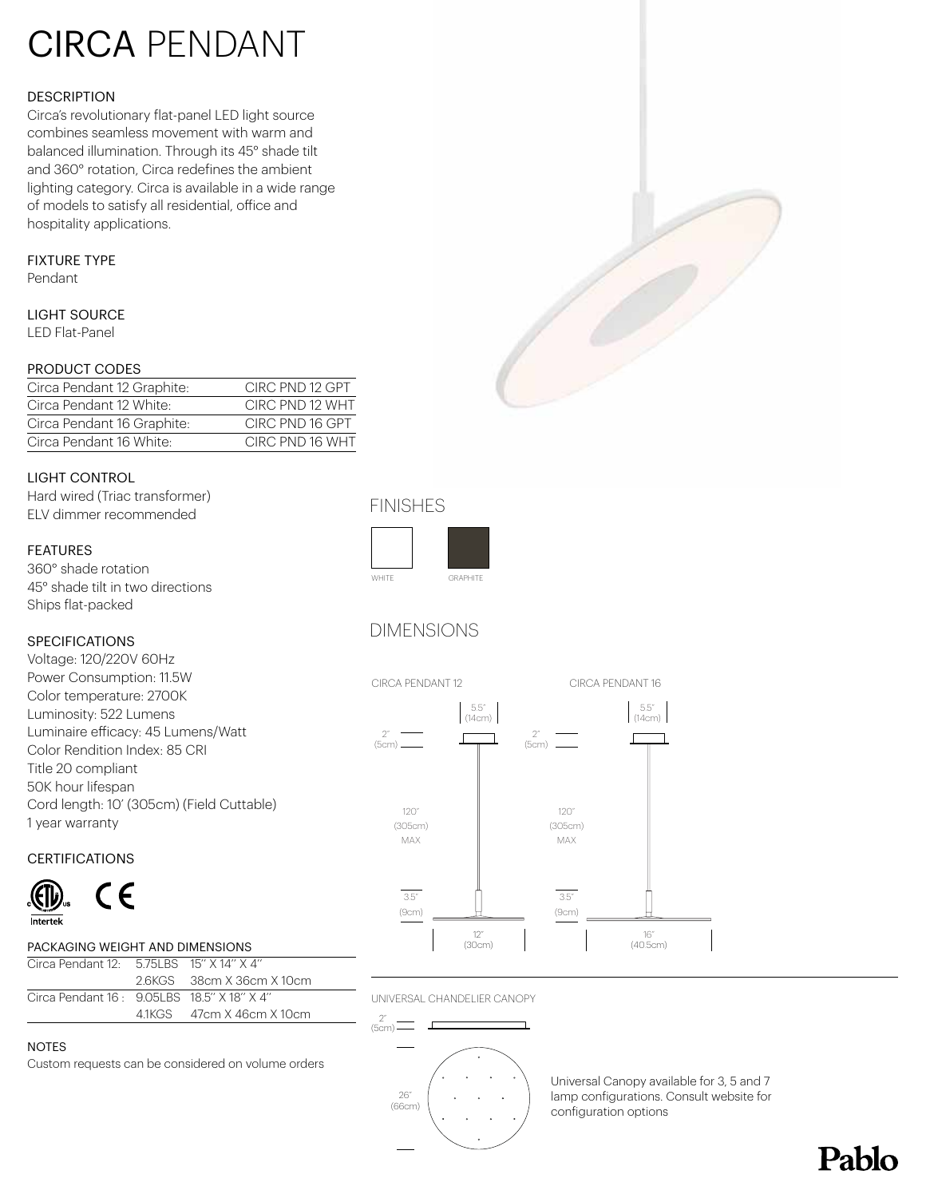# CIRCA PENDANT

## DESCRIPTION

Circa's revolutionary flat-panel LED light source combines seamless movement with warm and balanced illumination. Through its 45° shade tilt and 360° rotation, Circa redefines the ambient lighting category. Circa is available in a wide range of models to satisfy all residential, office and hospitality applications.

## FIXTURE TYPE

Pendant

## LIGHT SOURCE

LED Flat-Panel

## PRODUCT CODES

| | |
|---|---|
| Circa Pendant 12 Graphite: | CIRC PND 12 GPT |
| Circa Pendant 12 White: | CIRC PND 12 WHT |
| Circa Pendant 16 Graphite: | CIRC PND 16 GPT |
| Circa Pendant 16 White: | CIRC PND 16 WHT |

## LIGHT CONTROL

Hard wired (Triac transformer)
ELV dimmer recommended

## FEATURES

360° shade rotation
45° shade tilt in two directions
Ships flat-packed

## SPECIFICATIONS

Voltage: 120/220V 60Hz
Power Consumption: 11.5W
Color temperature: 2700K
Luminosity: 522 Lumens
Luminaire efficacy: 45 Lumens/Watt
Color Rendition Index: 85 CRI
Title 20 compliant
50K hour lifespan
Cord length: 10' (305cm) (Field Cuttable)
1 year warranty

## CERTIFICATIONS

Intertek

## PACKAGING WEIGHT AND DIMENSIONS

| | | |
|---|---|---|
| Circa Pendant 12: | 5.75LBS | 15" X 14" X 4" |
| | 2.6KGS | 38cm X 36cm X 10cm |
| Circa Pendant 16 : | 9.05LBS | 18.5" X 18" X 4" |
| | 4.1KGS | 47cm X 46cm X 10cm |

## NOTES

Custom requests can be considered on volume orders

## FINISHES

WHITE
GRAPHITE

## DIMENSIONS

CIRCA PENDANT 12
5.5" (14cm)
2" (5cm)
120" (305cm) MAX
3.5" (9cm)
12" (30cm)

CIRCA PENDANT 16
5.5" (14cm)
2" (5cm)
120" (305cm) MAX
3.5" (9cm)
16" (40.5cm)

UNIVERSAL CHANDELIER CANOPY
2" (5cm)
26" (66cm)

Universal Canopy available for 3, 5 and 7 lamp configurations. Consult website for configuration options

Pablo